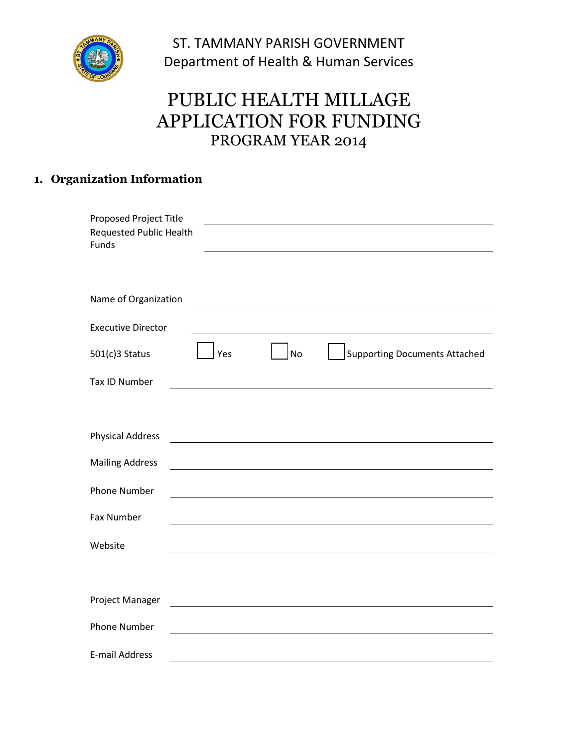ST. TAMMANY PARISH GOVERNMENT
Department of Health & Human Services

# PUBLIC HEALTH MILLAGE APPLICATION FOR FUNDING
## PROGRAM YEAR 2014

### 1. Organization Information

Proposed Project Title ______________________________

Requested Public Health Funds ______________________________

Name of Organization ______________________________

Executive Director ______________________________

501(c)3 Status ☐ Yes ☐ No ☐ Supporting Documents Attached

Tax ID Number ______________________________

Physical Address ______________________________

Mailing Address ______________________________

Phone Number ______________________________

Fax Number ______________________________

Website ______________________________

Project Manager ______________________________

Phone Number ______________________________

E-mail Address ______________________________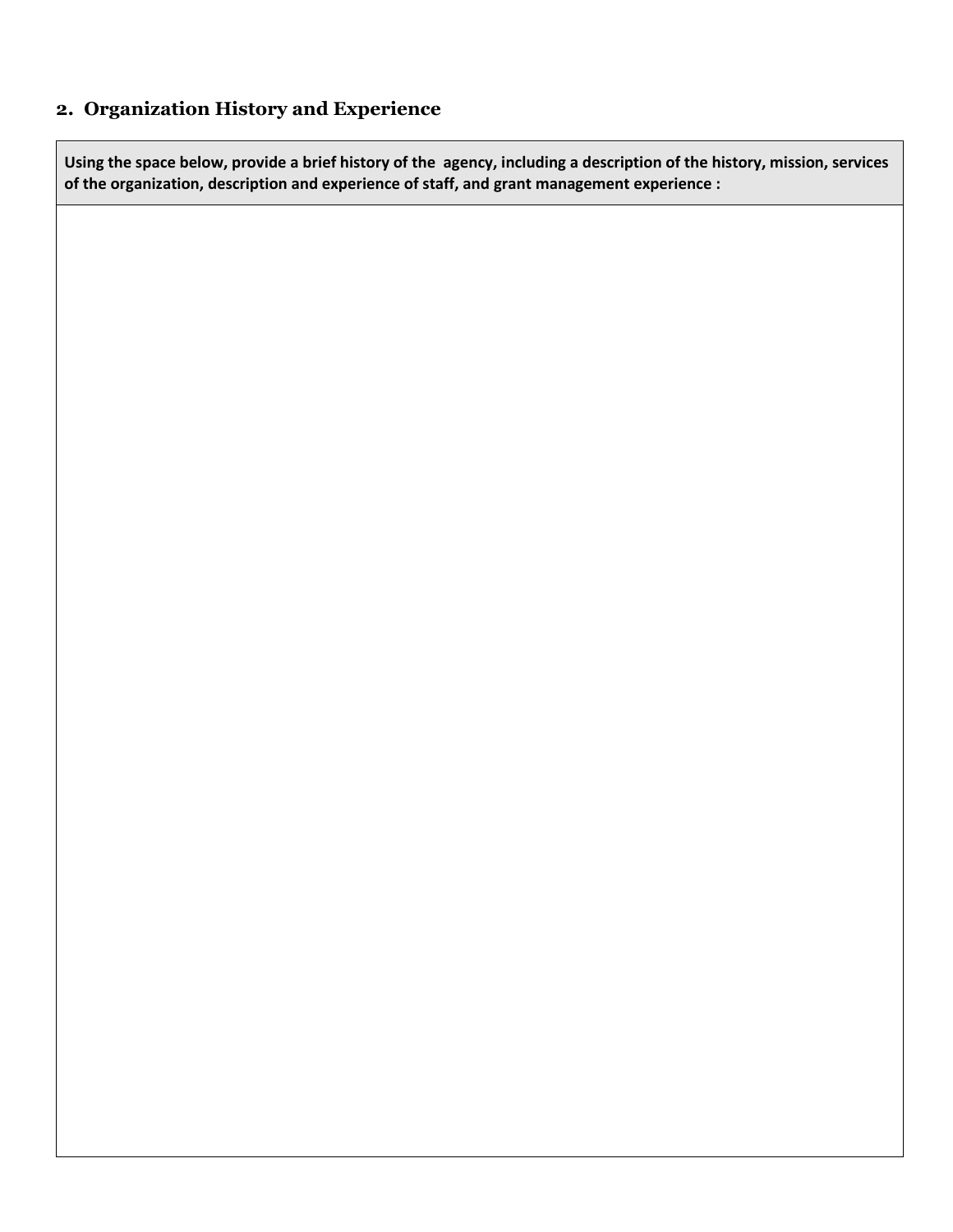## 2. Organization History and Experience

| Using the space below, provide a brief history of the  agency, including a description of the history, mission, services of the organization, description and experience of staff, and grant management experience : |
| --- |
| |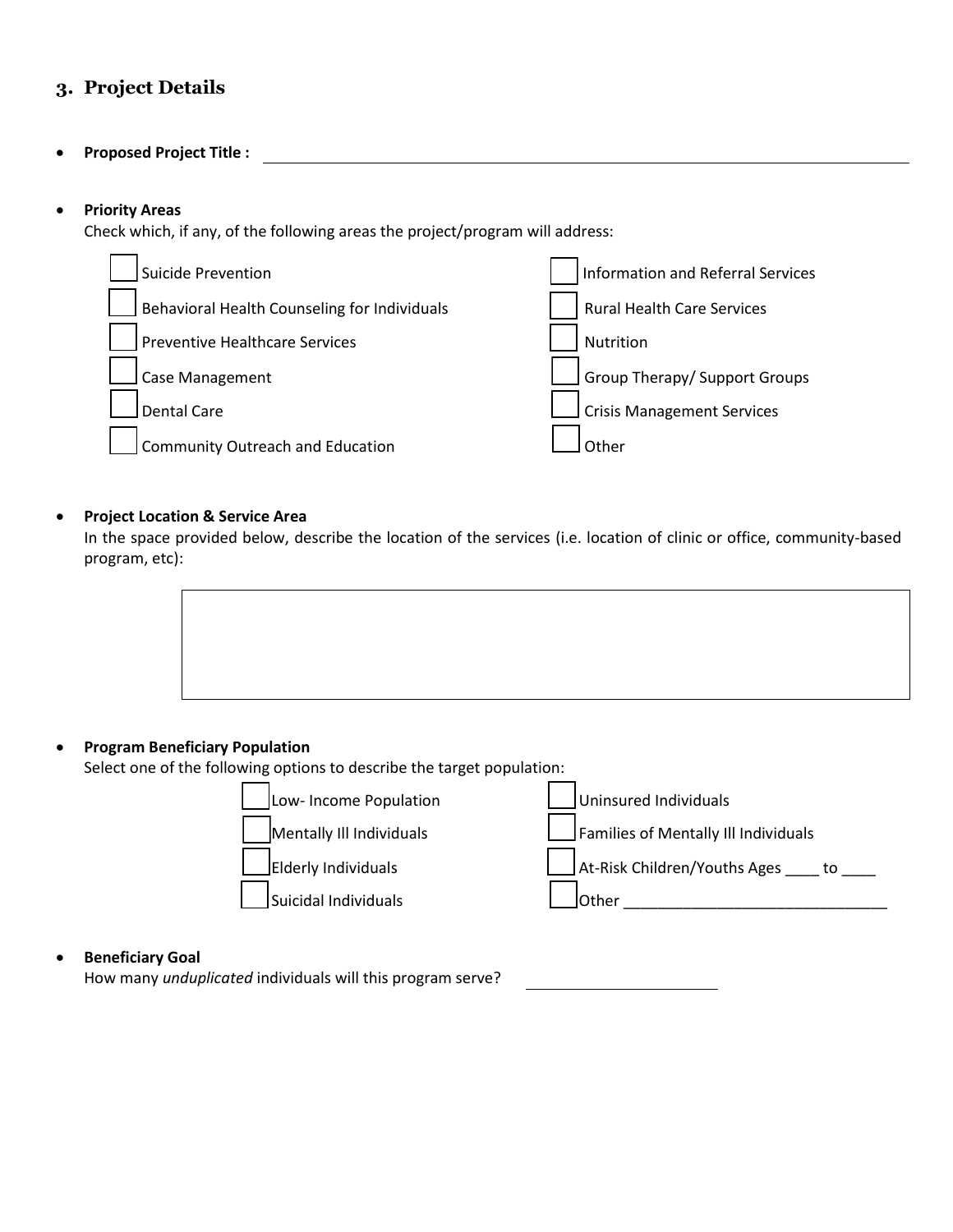## 3. Project Details

- **Proposed Project Title :** ______________________________________________

- **Priority Areas**
  Check which, if any, of the following areas the project/program will address:

  - ☐ Suicide Prevention
  - ☐ Behavioral Health Counseling for Individuals
  - ☐ Preventive Healthcare Services
  - ☐ Case Management
  - ☐ Dental Care
  - ☐ Community Outreach and Education
  - ☐ Information and Referral Services
  - ☐ Rural Health Care Services
  - ☐ Nutrition
  - ☐ Group Therapy/ Support Groups
  - ☐ Crisis Management Services
  - ☐ Other

- **Project Location & Service Area**
  In the space provided below, describe the location of the services (i.e. location of clinic or office, community-based program, etc):

- **Program Beneficiary Population**
  Select one of the following options to describe the target population:

  - ☐ Low- Income Population
  - ☐ Mentally Ill Individuals
  - ☐ Elderly Individuals
  - ☐ Suicidal Individuals
  - ☐ Uninsured Individuals
  - ☐ Families of Mentally Ill Individuals
  - ☐ At-Risk Children/Youths Ages ____ to ____
  - ☐ Other ______________________________

- **Beneficiary Goal**
  How many *unduplicated* individuals will this program serve? ____________________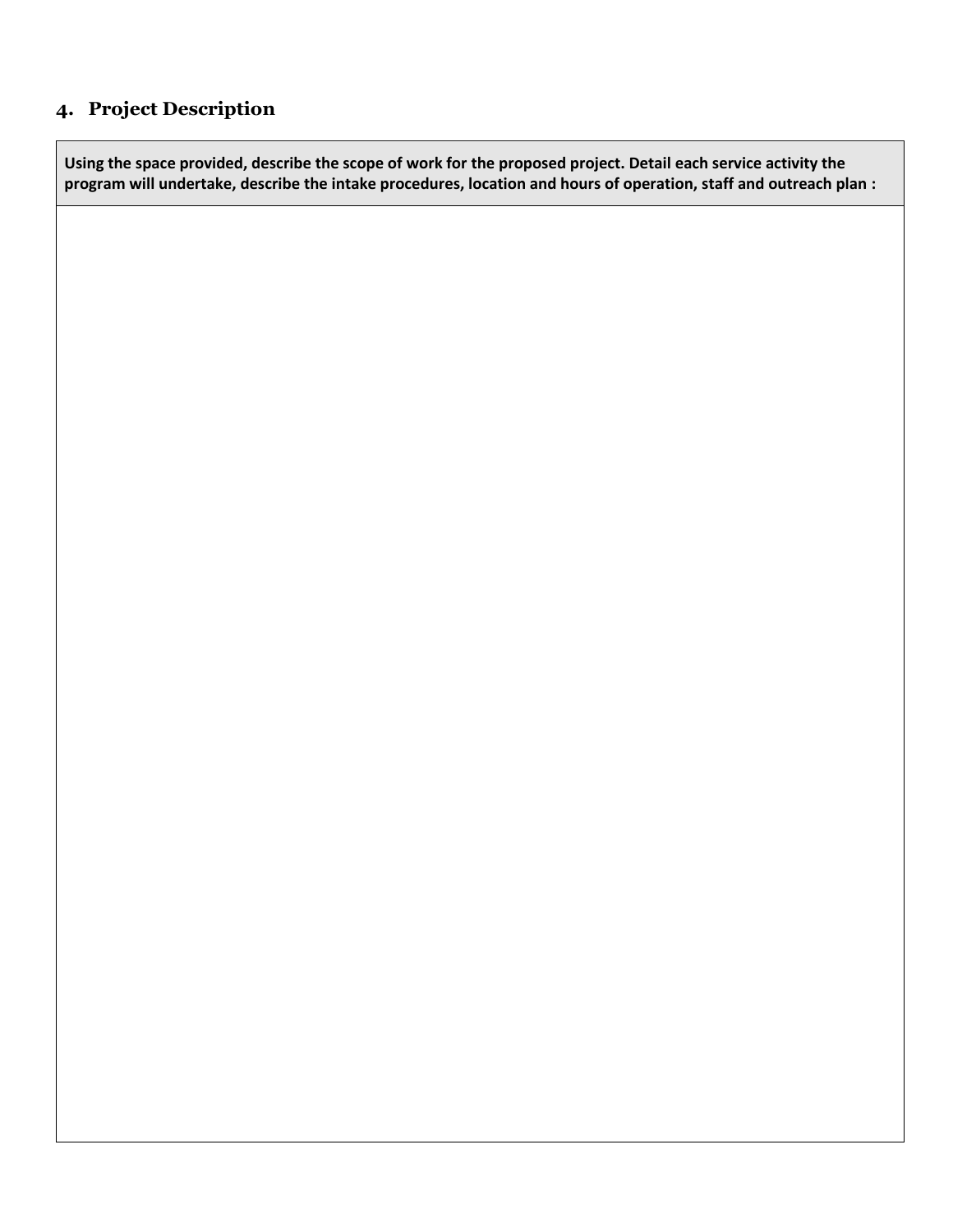## 4. Project Description

| Using the space provided, describe the scope of work for the proposed project. Detail each service activity the program will undertake, describe the intake procedures, location and hours of operation, staff and outreach plan : |
| --- |
| |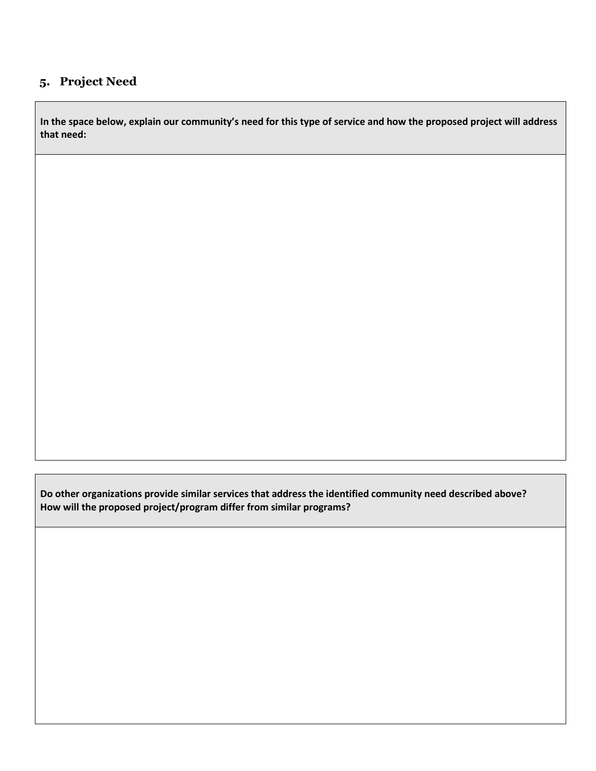## 5. Project Need

**In the space below, explain our community's need for this type of service and how the proposed project will address that need:**

**Do other organizations provide similar services that address the identified community need described above? How will the proposed project/program differ from similar programs?**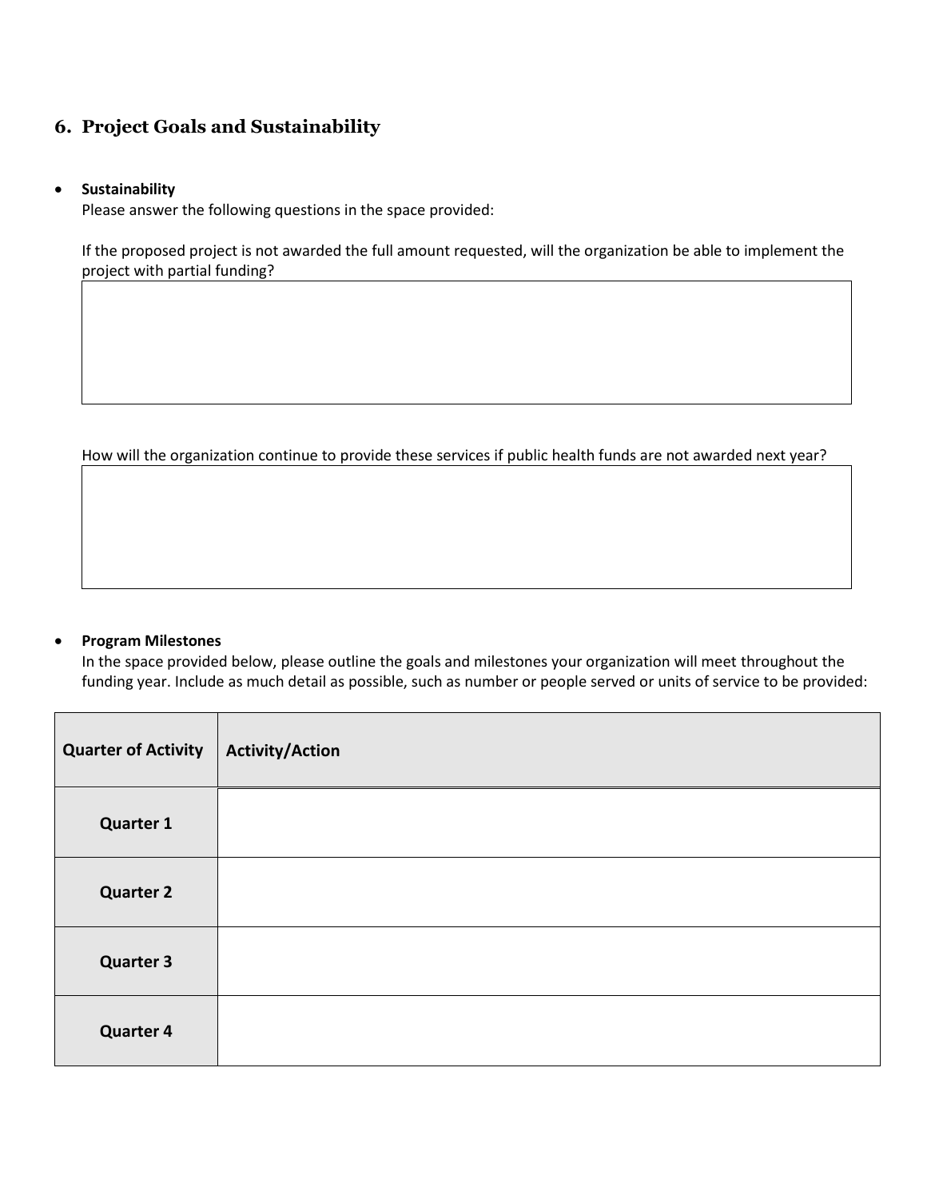## 6. Project Goals and Sustainability

- **Sustainability**

  Please answer the following questions in the space provided:

  If the proposed project is not awarded the full amount requested, will the organization be able to implement the project with partial funding?

  How will the organization continue to provide these services if public health funds are not awarded next year?

- **Program Milestones**

  In the space provided below, please outline the goals and milestones your organization will meet throughout the funding year. Include as much detail as possible, such as number or people served or units of service to be provided:

| Quarter of Activity | Activity/Action |
|---|---|
| **Quarter 1** | |
| **Quarter 2** | |
| **Quarter 3** | |
| **Quarter 4** | |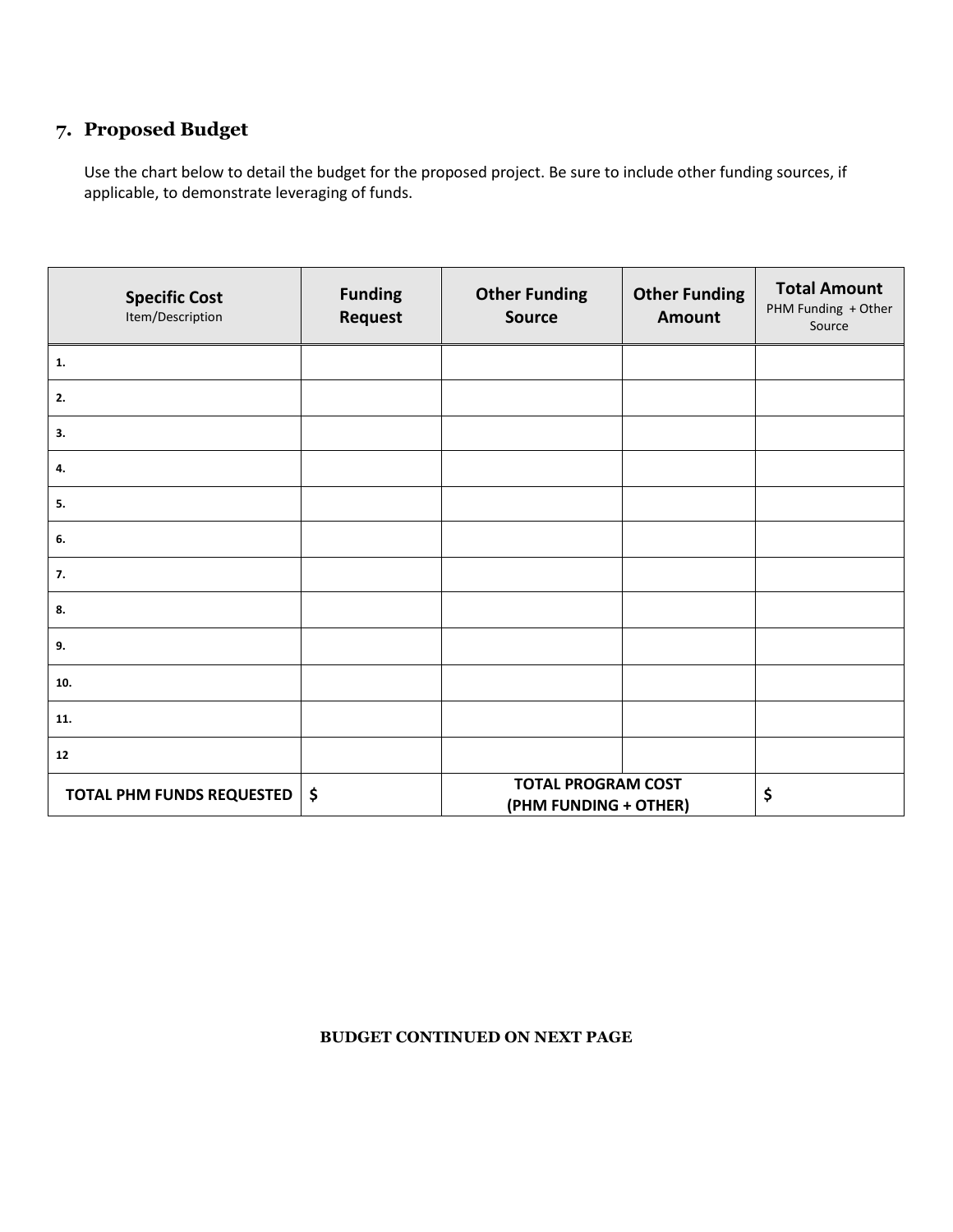## 7. Proposed Budget

Use the chart below to detail the budget for the proposed project. Be sure to include other funding sources, if applicable, to demonstrate leveraging of funds.

| **Specific Cost** Item/Description | **Funding Request** | **Other Funding Source** | **Other Funding Amount** | **Total Amount** PHM Funding + Other Source |
|---|---|---|---|---|
| **1.** | | | | |
| **2.** | | | | |
| **3.** | | | | |
| **4.** | | | | |
| **5.** | | | | |
| **6.** | | | | |
| **7.** | | | | |
| **8.** | | | | |
| **9.** | | | | |
| **10.** | | | | |
| **11.** | | | | |
| **12** | | | | |
| **TOTAL PHM FUNDS REQUESTED** | **$** | **TOTAL PROGRAM COST (PHM FUNDING + OTHER)** | | **$** |

**BUDGET CONTINUED ON NEXT PAGE**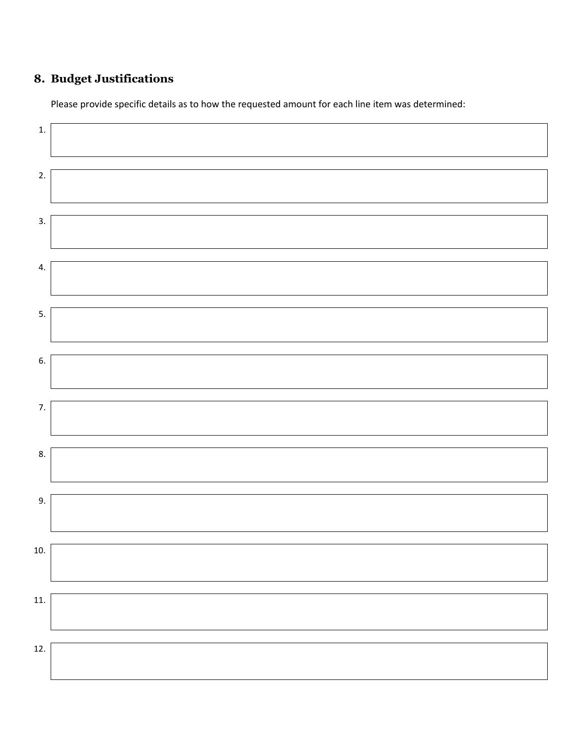## 8. Budget Justifications

Please provide specific details as to how the requested amount for each line item was determined:

1.

2.

3.

4.

5.

6.

7.

8.

9.

10.

11.

12.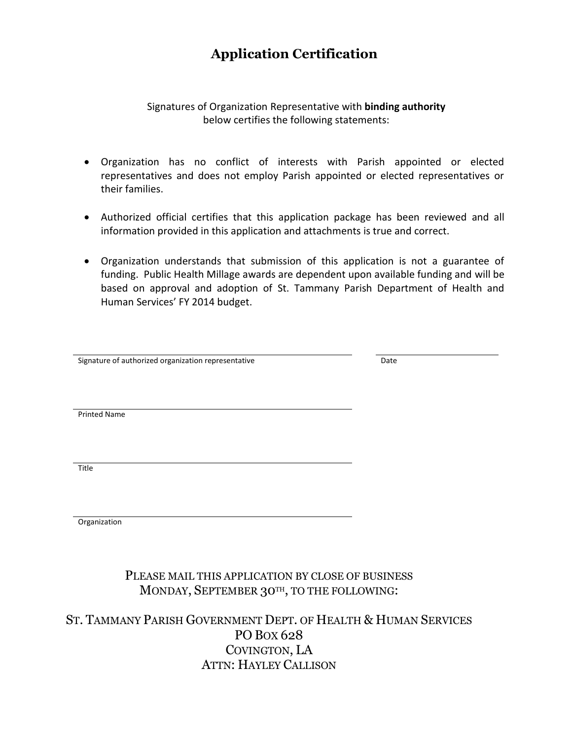# Application Certification

Signatures of Organization Representative with **binding authority** below certifies the following statements:

- Organization has no conflict of interests with Parish appointed or elected representatives and does not employ Parish appointed or elected representatives or their families.
- Authorized official certifies that this application package has been reviewed and all information provided in this application and attachments is true and correct.
- Organization understands that submission of this application is not a guarantee of funding. Public Health Millage awards are dependent upon available funding and will be based on approval and adoption of St. Tammany Parish Department of Health and Human Services' FY 2014 budget.

______________________________ ______________

Signature of authorized organization representative Date

______________________________

Printed Name

______________________________

Title

______________________________

Organization

PLEASE MAIL THIS APPLICATION BY CLOSE OF BUSINESS MONDAY, SEPTEMBER 30TH, TO THE FOLLOWING:

ST. TAMMANY PARISH GOVERNMENT DEPT. OF HEALTH & HUMAN SERVICES
PO BOX 628
COVINGTON, LA
ATTN: HAYLEY CALLISON